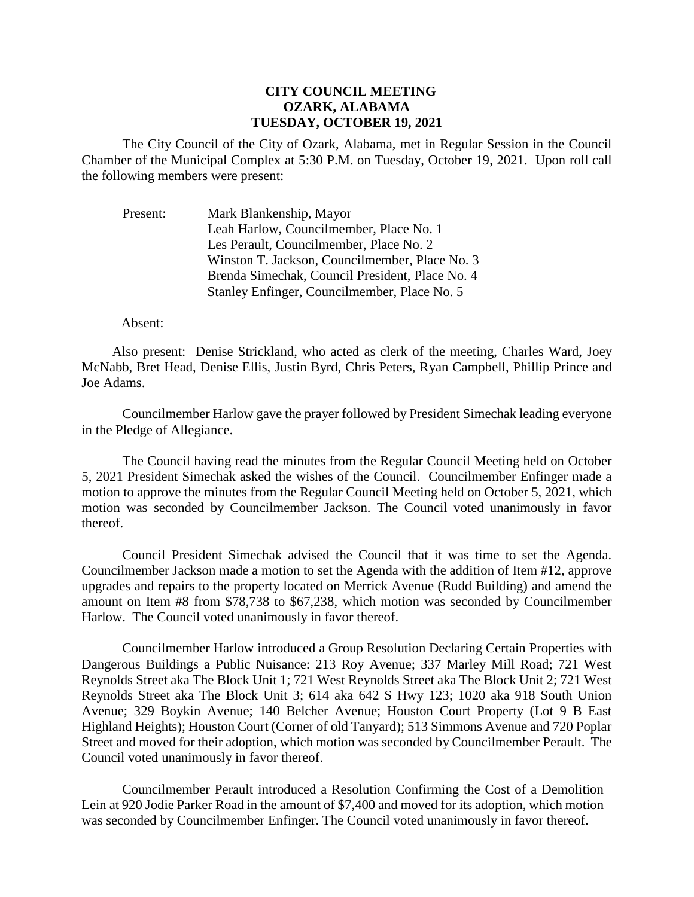**CITY COUNCIL MEETING**
**OZARK, ALABAMA**
**TUESDAY, OCTOBER 19, 2021**

The City Council of the City of Ozark, Alabama, met in Regular Session in the Council Chamber of the Municipal Complex at 5:30 P.M. on Tuesday, October 19, 2021. Upon roll call the following members were present:

Present: Mark Blankenship, Mayor
Leah Harlow, Councilmember, Place No. 1
Les Perault, Councilmember, Place No. 2
Winston T. Jackson, Councilmember, Place No. 3
Brenda Simechak, Council President, Place No. 4
Stanley Enfinger, Councilmember, Place No. 5

Absent:

Also present: Denise Strickland, who acted as clerk of the meeting, Charles Ward, Joey McNabb, Bret Head, Denise Ellis, Justin Byrd, Chris Peters, Ryan Campbell, Phillip Prince and Joe Adams.

Councilmember Harlow gave the prayer followed by President Simechak leading everyone in the Pledge of Allegiance.

The Council having read the minutes from the Regular Council Meeting held on October 5, 2021 President Simechak asked the wishes of the Council. Councilmember Enfinger made a motion to approve the minutes from the Regular Council Meeting held on October 5, 2021, which motion was seconded by Councilmember Jackson. The Council voted unanimously in favor thereof.

Council President Simechak advised the Council that it was time to set the Agenda. Councilmember Jackson made a motion to set the Agenda with the addition of Item #12, approve upgrades and repairs to the property located on Merrick Avenue (Rudd Building) and amend the amount on Item #8 from $78,738 to $67,238, which motion was seconded by Councilmember Harlow. The Council voted unanimously in favor thereof.

Councilmember Harlow introduced a Group Resolution Declaring Certain Properties with Dangerous Buildings a Public Nuisance: 213 Roy Avenue; 337 Marley Mill Road; 721 West Reynolds Street aka The Block Unit 1; 721 West Reynolds Street aka The Block Unit 2; 721 West Reynolds Street aka The Block Unit 3; 614 aka 642 S Hwy 123; 1020 aka 918 South Union Avenue; 329 Boykin Avenue; 140 Belcher Avenue; Houston Court Property (Lot 9 B East Highland Heights); Houston Court (Corner of old Tanyard); 513 Simmons Avenue and 720 Poplar Street and moved for their adoption, which motion was seconded by Councilmember Perault. The Council voted unanimously in favor thereof.

Councilmember Perault introduced a Resolution Confirming the Cost of a Demolition Lein at 920 Jodie Parker Road in the amount of $7,400 and moved for its adoption, which motion was seconded by Councilmember Enfinger. The Council voted unanimously in favor thereof.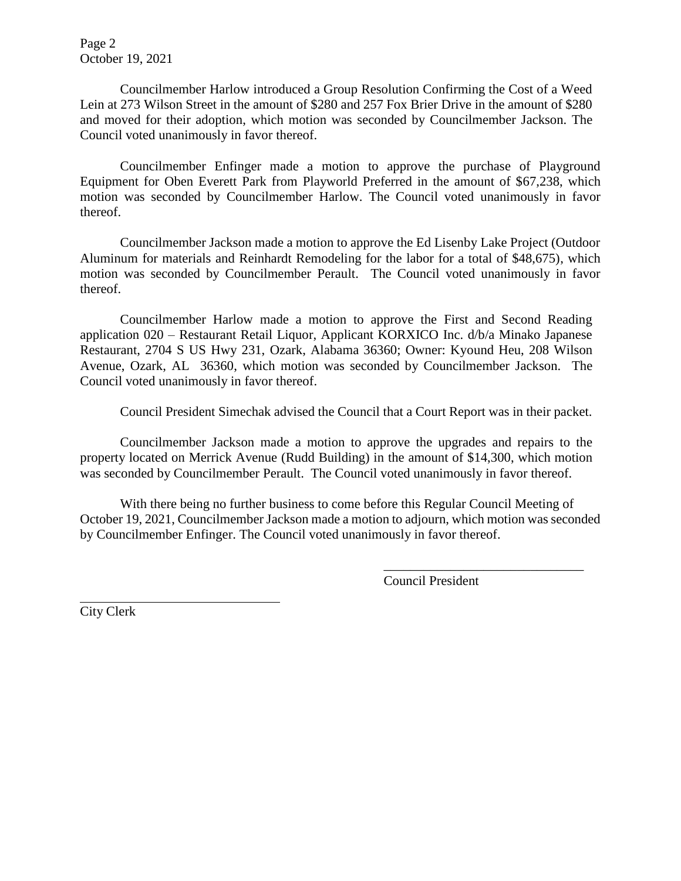Councilmember Harlow introduced a Group Resolution Confirming the Cost of a Weed Lein at 273 Wilson Street in the amount of $280 and 257 Fox Brier Drive in the amount of $280 and moved for their adoption, which motion was seconded by Councilmember Jackson. The Council voted unanimously in favor thereof.

Councilmember Enfinger made a motion to approve the purchase of Playground Equipment for Oben Everett Park from Playworld Preferred in the amount of $67,238, which motion was seconded by Councilmember Harlow. The Council voted unanimously in favor thereof.

Councilmember Jackson made a motion to approve the Ed Lisenby Lake Project (Outdoor Aluminum for materials and Reinhardt Remodeling for the labor for a total of $48,675), which motion was seconded by Councilmember Perault. The Council voted unanimously in favor thereof.

Councilmember Harlow made a motion to approve the First and Second Reading application 020 – Restaurant Retail Liquor, Applicant KORXICO Inc. d/b/a Minako Japanese Restaurant, 2704 S US Hwy 231, Ozark, Alabama 36360; Owner: Kyound Heu, 208 Wilson Avenue, Ozark, AL 36360, which motion was seconded by Councilmember Jackson. The Council voted unanimously in favor thereof.

Council President Simechak advised the Council that a Court Report was in their packet.

Councilmember Jackson made a motion to approve the upgrades and repairs to the property located on Merrick Avenue (Rudd Building) in the amount of $14,300, which motion was seconded by Councilmember Perault. The Council voted unanimously in favor thereof.

With there being no further business to come before this Regular Council Meeting of October 19, 2021, Councilmember Jackson made a motion to adjourn, which motion was seconded by Councilmember Enfinger. The Council voted unanimously in favor thereof.

\_\_\_\_\_\_\_\_\_\_\_\_\_\_\_\_\_\_\_\_\_\_\_\_\_\_\_\_\_\_
Council President

\_\_\_\_\_\_\_\_\_\_\_\_\_\_\_\_\_\_\_\_\_\_\_\_\_\_\_\_\_\_
City Clerk